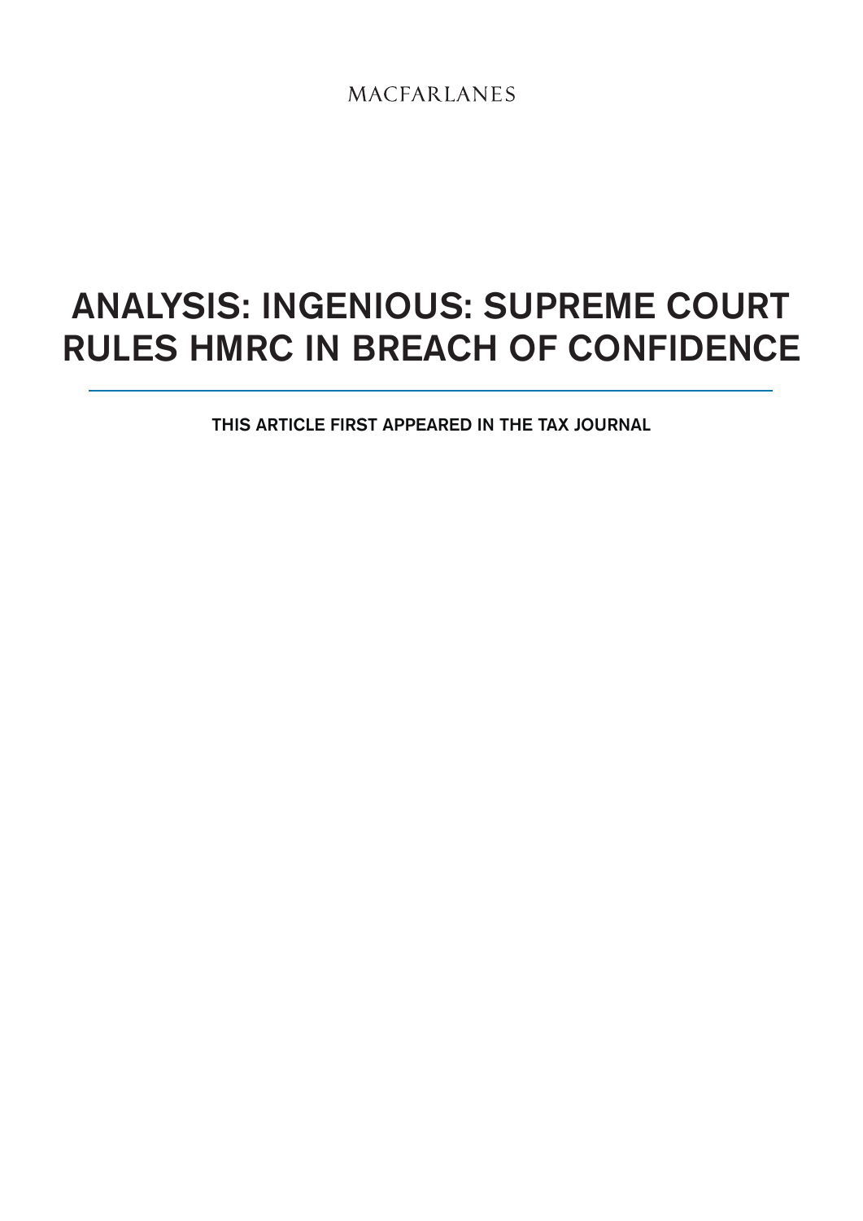MACFARLANES

# ANALYSIS: INGENIOUS: SUPREME COURT RULES HMRC IN BREACH OF CONFIDENCE

THIS ARTICLE FIRST APPEARED IN THE TAX JOURNAL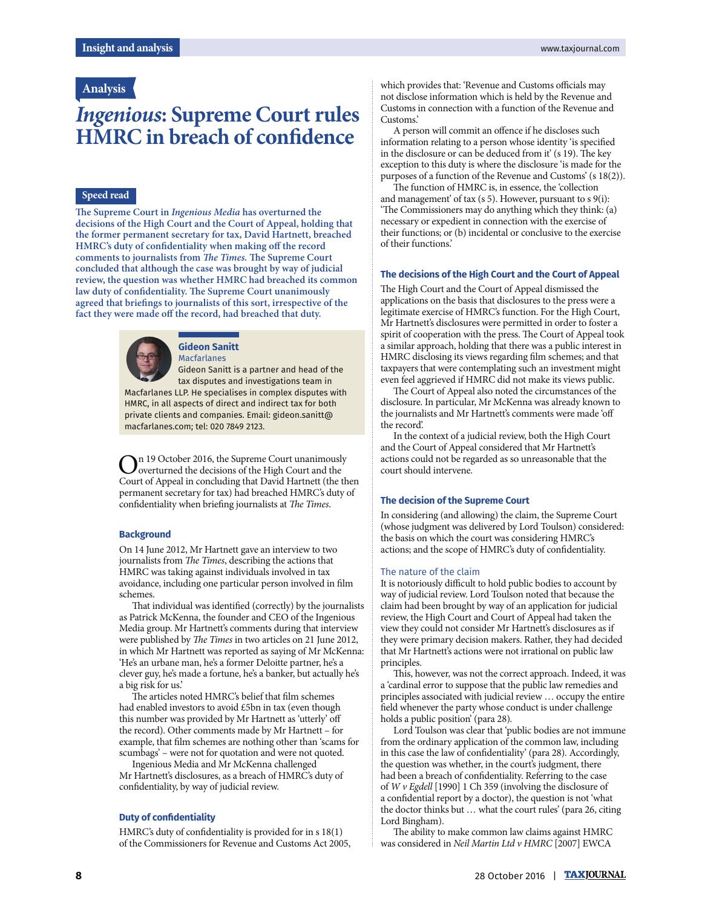## Analysis

# *Ingenious*: Supreme Court rules HMRC in breach of confidence

### Speed read

**The Supreme Court in *Ingenious Media* has overturned the decisions of the High Court and the Court of Appeal, holding that the former permanent secretary for tax, David Hartnett, breached HMRC's duty of confidentiality when making off the record comments to journalists from *The Times*. The Supreme Court concluded that although the case was brought by way of judicial review, the question was whether HMRC had breached its common law duty of confidentiality. The Supreme Court unanimously agreed that briefings to journalists of this sort, irrespective of the fact they were made off the record, had breached that duty.**

**Gideon Sanitt**
Macfarlanes
Gideon Sanitt is a partner and head of the tax disputes and investigations team in Macfarlanes LLP. He specialises in complex disputes with HMRC, in all aspects of direct and indirect tax for both private clients and companies. Email: gideon.sanitt@macfarlanes.com; tel: 020 7849 2123.

On 19 October 2016, the Supreme Court unanimously overturned the decisions of the High Court and the Court of Appeal in concluding that David Hartnett (the then permanent secretary for tax) had breached HMRC's duty of confidentiality when briefing journalists at *The Times*.

### Background

On 14 June 2012, Mr Hartnett gave an interview to two journalists from *The Times*, describing the actions that HMRC was taking against individuals involved in tax avoidance, including one particular person involved in film schemes.

That individual was identified (correctly) by the journalists as Patrick McKenna, the founder and CEO of the Ingenious Media group. Mr Hartnett's comments during that interview were published by *The Times* in two articles on 21 June 2012, in which Mr Hartnett was reported as saying of Mr McKenna: 'He's an urbane man, he's a former Deloitte partner, he's a clever guy, he's made a fortune, he's a banker, but actually he's a big risk for us.'

The articles noted HMRC's belief that film schemes had enabled investors to avoid £5bn in tax (even though this number was provided by Mr Hartnett as 'utterly' off the record). Other comments made by Mr Hartnett – for example, that film schemes are nothing other than 'scams for scumbags' – were not for quotation and were not quoted.

Ingenious Media and Mr McKenna challenged Mr Hartnett's disclosures, as a breach of HMRC's duty of confidentiality, by way of judicial review.

### Duty of confidentiality

HMRC's duty of confidentiality is provided for in s 18(1) of the Commissioners for Revenue and Customs Act 2005, which provides that: 'Revenue and Customs officials may not disclose information which is held by the Revenue and Customs in connection with a function of the Revenue and Customs.'

A person will commit an offence if he discloses such information relating to a person whose identity 'is specified in the disclosure or can be deduced from it' (s 19). The key exception to this duty is where the disclosure 'is made for the purposes of a function of the Revenue and Customs' (s 18(2)).

The function of HMRC is, in essence, the 'collection and management' of tax (s 5). However, pursuant to s 9(i): 'The Commissioners may do anything which they think: (a) necessary or expedient in connection with the exercise of their functions; or (b) incidental or conclusive to the exercise of their functions.'

### The decisions of the High Court and the Court of Appeal

The High Court and the Court of Appeal dismissed the applications on the basis that disclosures to the press were a legitimate exercise of HMRC's function. For the High Court, Mr Hartnett's disclosures were permitted in order to foster a spirit of cooperation with the press. The Court of Appeal took a similar approach, holding that there was a public interest in HMRC disclosing its views regarding film schemes; and that taxpayers that were contemplating such an investment might even feel aggrieved if HMRC did not make its views public.

The Court of Appeal also noted the circumstances of the disclosure. In particular, Mr McKenna was already known to the journalists and Mr Hartnett's comments were made 'off the record'.

In the context of a judicial review, both the High Court and the Court of Appeal considered that Mr Hartnett's actions could not be regarded as so unreasonable that the court should intervene.

### The decision of the Supreme Court

In considering (and allowing) the claim, the Supreme Court (whose judgment was delivered by Lord Toulson) considered: the basis on which the court was considering HMRC's actions; and the scope of HMRC's duty of confidentiality.

#### The nature of the claim

It is notoriously difficult to hold public bodies to account by way of judicial review. Lord Toulson noted that because the claim had been brought by way of an application for judicial review, the High Court and Court of Appeal had taken the view they could not consider Mr Hartnett's disclosures as if they were primary decision makers. Rather, they had decided that Mr Hartnett's actions were not irrational on public law principles.

This, however, was not the correct approach. Indeed, it was a 'cardinal error to suppose that the public law remedies and principles associated with judicial review … occupy the entire field whenever the party whose conduct is under challenge holds a public position' (para 28).

Lord Toulson was clear that 'public bodies are not immune from the ordinary application of the common law, including in this case the law of confidentiality' (para 28). Accordingly, the question was whether, in the court's judgment, there had been a breach of confidentiality. Referring to the case of *W v Egdell* [1990] 1 Ch 359 (involving the disclosure of a confidential report by a doctor), the question is not 'what the doctor thinks but … what the court rules' (para 26, citing Lord Bingham).

The ability to make common law claims against HMRC was considered in *Neil Martin Ltd v HMRC* [2007] EWCA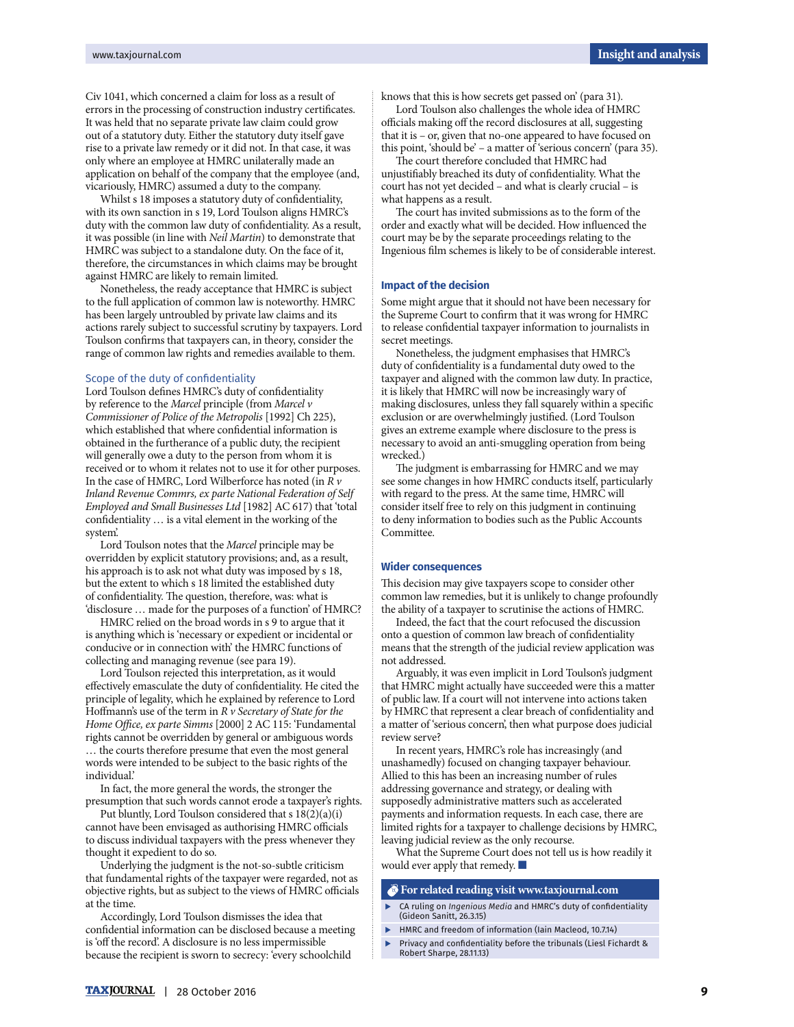Civ 1041, which concerned a claim for loss as a result of errors in the processing of construction industry certificates. It was held that no separate private law claim could grow out of a statutory duty. Either the statutory duty itself gave rise to a private law remedy or it did not. In that case, it was only where an employee at HMRC unilaterally made an application on behalf of the company that the employee (and, vicariously, HMRC) assumed a duty to the company.

Whilst s 18 imposes a statutory duty of confidentiality, with its own sanction in s 19, Lord Toulson aligns HMRC's duty with the common law duty of confidentiality. As a result, it was possible (in line with *Neil Martin*) to demonstrate that HMRC was subject to a standalone duty. On the face of it, therefore, the circumstances in which claims may be brought against HMRC are likely to remain limited.

Nonetheless, the ready acceptance that HMRC is subject to the full application of common law is noteworthy. HMRC has been largely untroubled by private law claims and its actions rarely subject to successful scrutiny by taxpayers. Lord Toulson confirms that taxpayers can, in theory, consider the range of common law rights and remedies available to them.

### Scope of the duty of confidentiality

Lord Toulson defines HMRC's duty of confidentiality by reference to the *Marcel* principle (from *Marcel v Commissioner of Police of the Metropolis* [1992] Ch 225), which established that where confidential information is obtained in the furtherance of a public duty, the recipient will generally owe a duty to the person from whom it is received or to whom it relates not to use it for other purposes. In the case of HMRC, Lord Wilberforce has noted (in *R v Inland Revenue Commrs, ex parte National Federation of Self Employed and Small Businesses Ltd* [1982] AC 617) that 'total confidentiality … is a vital element in the working of the system'.

Lord Toulson notes that the *Marcel* principle may be overridden by explicit statutory provisions; and, as a result, his approach is to ask not what duty was imposed by s 18, but the extent to which s 18 limited the established duty of confidentiality. The question, therefore, was: what is 'disclosure … made for the purposes of a function' of HMRC?

HMRC relied on the broad words in s 9 to argue that it is anything which is 'necessary or expedient or incidental or conducive or in connection with' the HMRC functions of collecting and managing revenue (see para 19).

Lord Toulson rejected this interpretation, as it would effectively emasculate the duty of confidentiality. He cited the principle of legality, which he explained by reference to Lord Hoffmann's use of the term in *R v Secretary of State for the Home Office, ex parte Simms* [2000] 2 AC 115: 'Fundamental rights cannot be overridden by general or ambiguous words … the courts therefore presume that even the most general words were intended to be subject to the basic rights of the individual.'

In fact, the more general the words, the stronger the presumption that such words cannot erode a taxpayer's rights.

Put bluntly, Lord Toulson considered that s 18(2)(a)(i) cannot have been envisaged as authorising HMRC officials to discuss individual taxpayers with the press whenever they thought it expedient to do so.

Underlying the judgment is the not-so-subtle criticism that fundamental rights of the taxpayer were regarded, not as objective rights, but as subject to the views of HMRC officials at the time.

Accordingly, Lord Toulson dismisses the idea that confidential information can be disclosed because a meeting is 'off the record'. A disclosure is no less impermissible because the recipient is sworn to secrecy: 'every schoolchild knows that this is how secrets get passed on' (para 31).

Lord Toulson also challenges the whole idea of HMRC officials making off the record disclosures at all, suggesting that it is – or, given that no-one appeared to have focused on this point, 'should be' – a matter of 'serious concern' (para 35).

The court therefore concluded that HMRC had unjustifiably breached its duty of confidentiality. What the court has not yet decided – and what is clearly crucial – is what happens as a result.

The court has invited submissions as to the form of the order and exactly what will be decided. How influenced the court may be by the separate proceedings relating to the Ingenious film schemes is likely to be of considerable interest.

## Impact of the decision

Some might argue that it should not have been necessary for the Supreme Court to confirm that it was wrong for HMRC to release confidential taxpayer information to journalists in secret meetings.

Nonetheless, the judgment emphasises that HMRC's duty of confidentiality is a fundamental duty owed to the taxpayer and aligned with the common law duty. In practice, it is likely that HMRC will now be increasingly wary of making disclosures, unless they fall squarely within a specific exclusion or are overwhelmingly justified. (Lord Toulson gives an extreme example where disclosure to the press is necessary to avoid an anti-smuggling operation from being wrecked.)

The judgment is embarrassing for HMRC and we may see some changes in how HMRC conducts itself, particularly with regard to the press. At the same time, HMRC will consider itself free to rely on this judgment in continuing to deny information to bodies such as the Public Accounts Committee.

## Wider consequences

This decision may give taxpayers scope to consider other common law remedies, but it is unlikely to change profoundly the ability of a taxpayer to scrutinise the actions of HMRC.

Indeed, the fact that the court refocused the discussion onto a question of common law breach of confidentiality means that the strength of the judicial review application was not addressed.

Arguably, it was even implicit in Lord Toulson's judgment that HMRC might actually have succeeded were this a matter of public law. If a court will not intervene into actions taken by HMRC that represent a clear breach of confidentiality and a matter of 'serious concern', then what purpose does judicial review serve?

In recent years, HMRC's role has increasingly (and unashamedly) focused on changing taxpayer behaviour. Allied to this has been an increasing number of rules addressing governance and strategy, or dealing with supposedly administrative matters such as accelerated payments and information requests. In each case, there are limited rights for a taxpayer to challenge decisions by HMRC, leaving judicial review as the only recourse.

What the Supreme Court does not tell us is how readily it would ever apply that remedy. ■

**For related reading visit www.taxjournal.com**

- CA ruling on *Ingenious Media* and HMRC's duty of confidentiality (Gideon Sanitt, 26.3.15)
- HMRC and freedom of information (Iain Macleod, 10.7.14)
- Privacy and confidentiality before the tribunals (Liesl Fichardt & Robert Sharpe, 28.11.13)